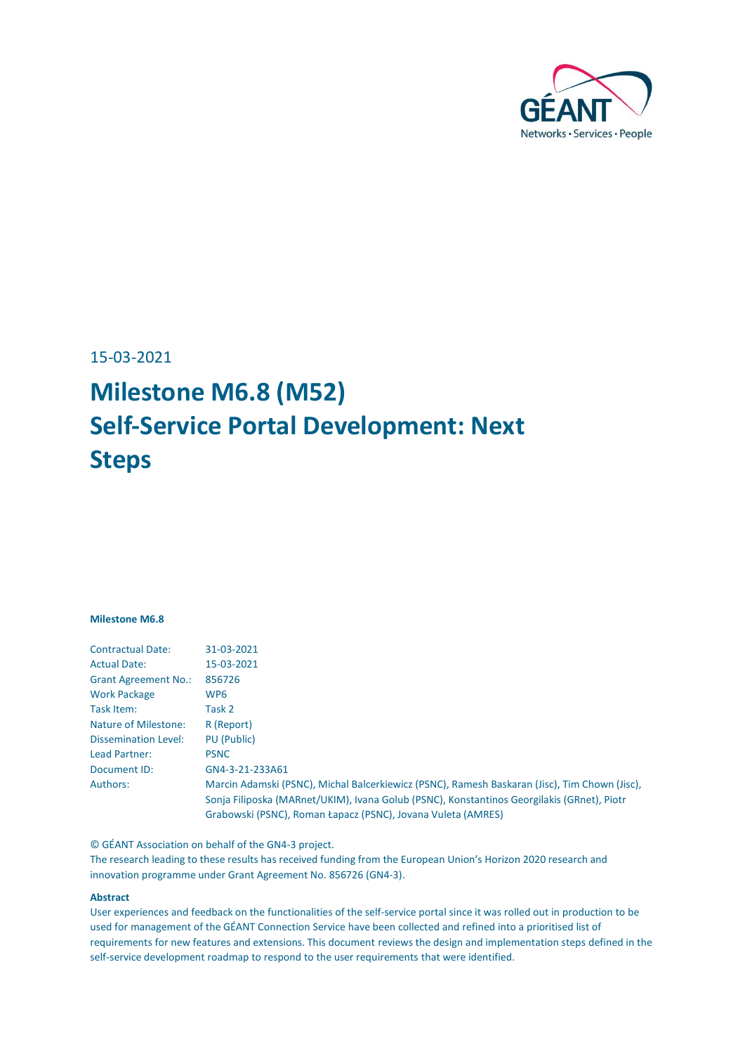15-03-2021

# Milestone M6.8 (M52) Self-Service Portal Development: Next Steps

**Milestone M6.8**

| | |
|---|---|
| Contractual Date: | 31-03-2021 |
| Actual Date: | 15-03-2021 |
| Grant Agreement No.: | 856726 |
| Work Package | WP6 |
| Task Item: | Task 2 |
| Nature of Milestone: | R (Report) |
| Dissemination Level: | PU (Public) |
| Lead Partner: | PSNC |
| Document ID: | GN4-3-21-233A61 |
| Authors: | Marcin Adamski (PSNC), Michal Balcerkiewicz (PSNC), Ramesh Baskaran (Jisc), Tim Chown (Jisc), Sonja Filiposka (MARnet/UKIM), Ivana Golub (PSNC), Konstantinos Georgilakis (GRnet), Piotr Grabowski (PSNC), Roman Łapacz (PSNC), Jovana Vuleta (AMRES) |

© GÉANT Association on behalf of the GN4-3 project.
The research leading to these results has received funding from the European Union's Horizon 2020 research and innovation programme under Grant Agreement No. 856726 (GN4-3).

**Abstract**

User experiences and feedback on the functionalities of the self-service portal since it was rolled out in production to be used for management of the GÉANT Connection Service have been collected and refined into a prioritised list of requirements for new features and extensions. This document reviews the design and implementation steps defined in the self-service development roadmap to respond to the user requirements that were identified.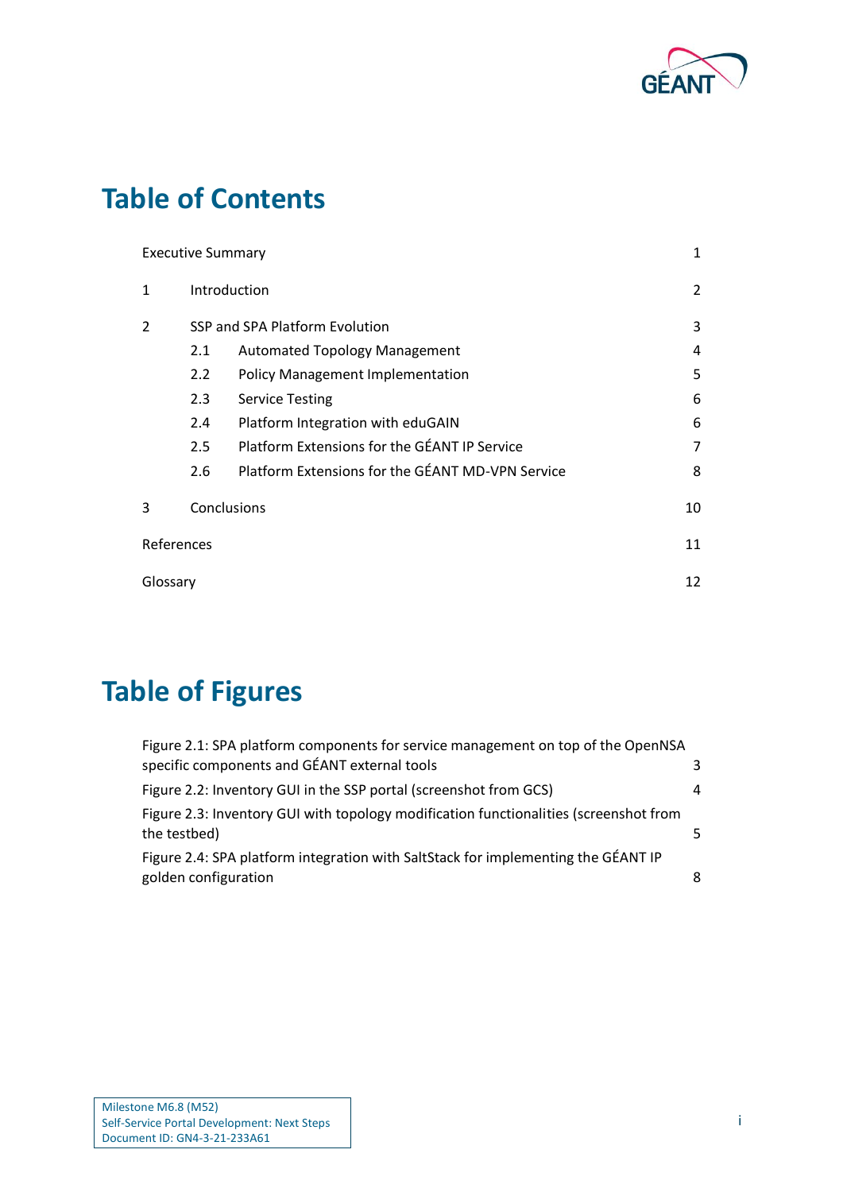# Table of Contents

| | | |
|---|---|---|
| Executive Summary | | 1 |
| 1 | Introduction | 2 |
| 2 | SSP and SPA Platform Evolution | 3 |
| | 2.1 Automated Topology Management | 4 |
| | 2.2 Policy Management Implementation | 5 |
| | 2.3 Service Testing | 6 |
| | 2.4 Platform Integration with eduGAIN | 6 |
| | 2.5 Platform Extensions for the GÉANT IP Service | 7 |
| | 2.6 Platform Extensions for the GÉANT MD-VPN Service | 8 |
| 3 | Conclusions | 10 |
| References | | 11 |
| Glossary | | 12 |

# Table of Figures

| | |
|---|---|
| Figure 2.1: SPA platform components for service management on top of the OpenNSA specific components and GÉANT external tools | 3 |
| Figure 2.2: Inventory GUI in the SSP portal (screenshot from GCS) | 4 |
| Figure 2.3: Inventory GUI with topology modification functionalities (screenshot from the testbed) | 5 |
| Figure 2.4: SPA platform integration with SaltStack for implementing the GÉANT IP golden configuration | 8 |

Milestone M6.8 (M52)
Self-Service Portal Development: Next Steps
Document ID: GN4-3-21-233A61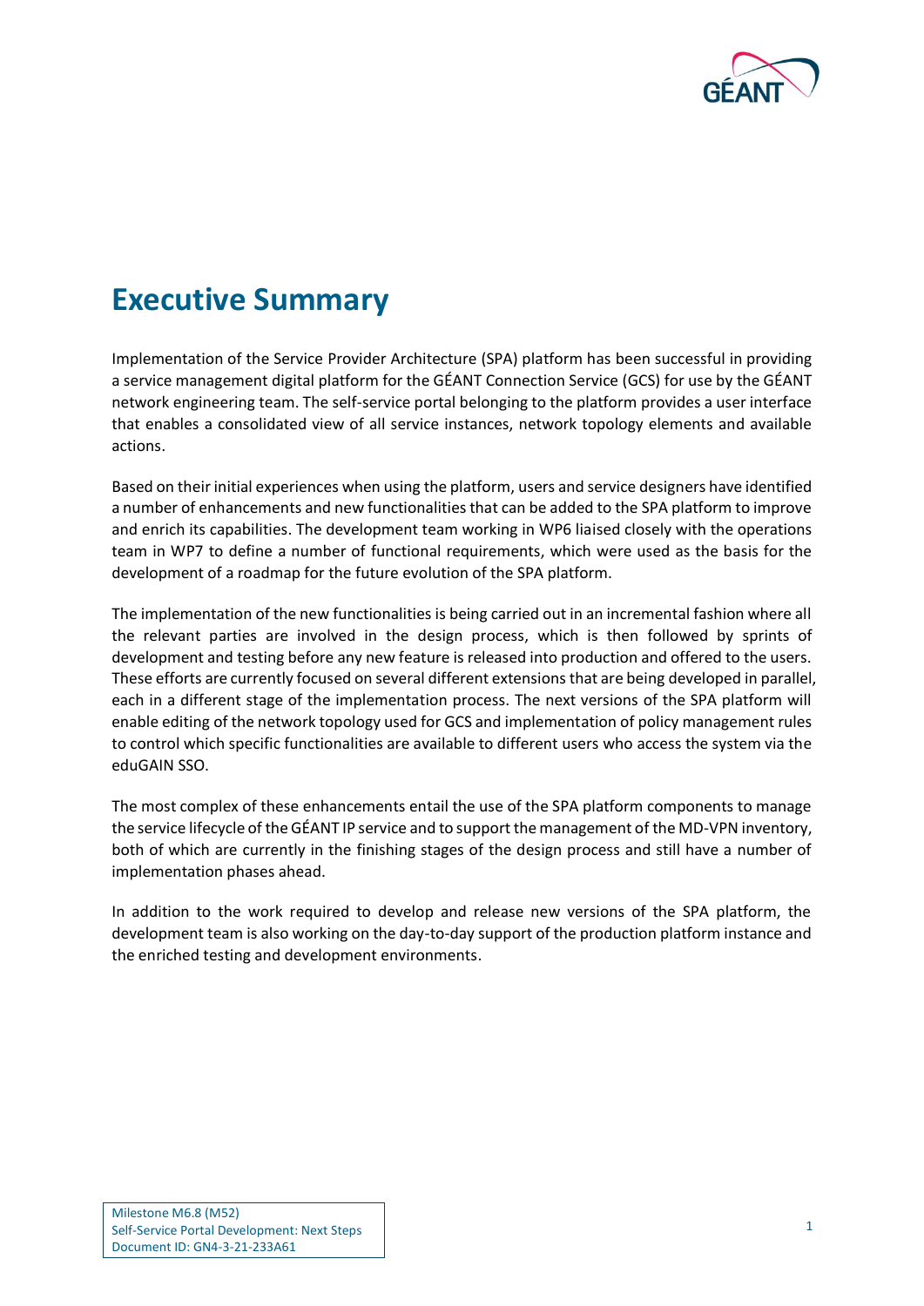# Executive Summary

Implementation of the Service Provider Architecture (SPA) platform has been successful in providing a service management digital platform for the GÉANT Connection Service (GCS) for use by the GÉANT network engineering team. The self-service portal belonging to the platform provides a user interface that enables a consolidated view of all service instances, network topology elements and available actions.

Based on their initial experiences when using the platform, users and service designers have identified a number of enhancements and new functionalities that can be added to the SPA platform to improve and enrich its capabilities. The development team working in WP6 liaised closely with the operations team in WP7 to define a number of functional requirements, which were used as the basis for the development of a roadmap for the future evolution of the SPA platform.

The implementation of the new functionalities is being carried out in an incremental fashion where all the relevant parties are involved in the design process, which is then followed by sprints of development and testing before any new feature is released into production and offered to the users. These efforts are currently focused on several different extensions that are being developed in parallel, each in a different stage of the implementation process. The next versions of the SPA platform will enable editing of the network topology used for GCS and implementation of policy management rules to control which specific functionalities are available to different users who access the system via the eduGAIN SSO.

The most complex of these enhancements entail the use of the SPA platform components to manage the service lifecycle of the GÉANT IP service and to support the management of the MD-VPN inventory, both of which are currently in the finishing stages of the design process and still have a number of implementation phases ahead.

In addition to the work required to develop and release new versions of the SPA platform, the development team is also working on the day-to-day support of the production platform instance and the enriched testing and development environments.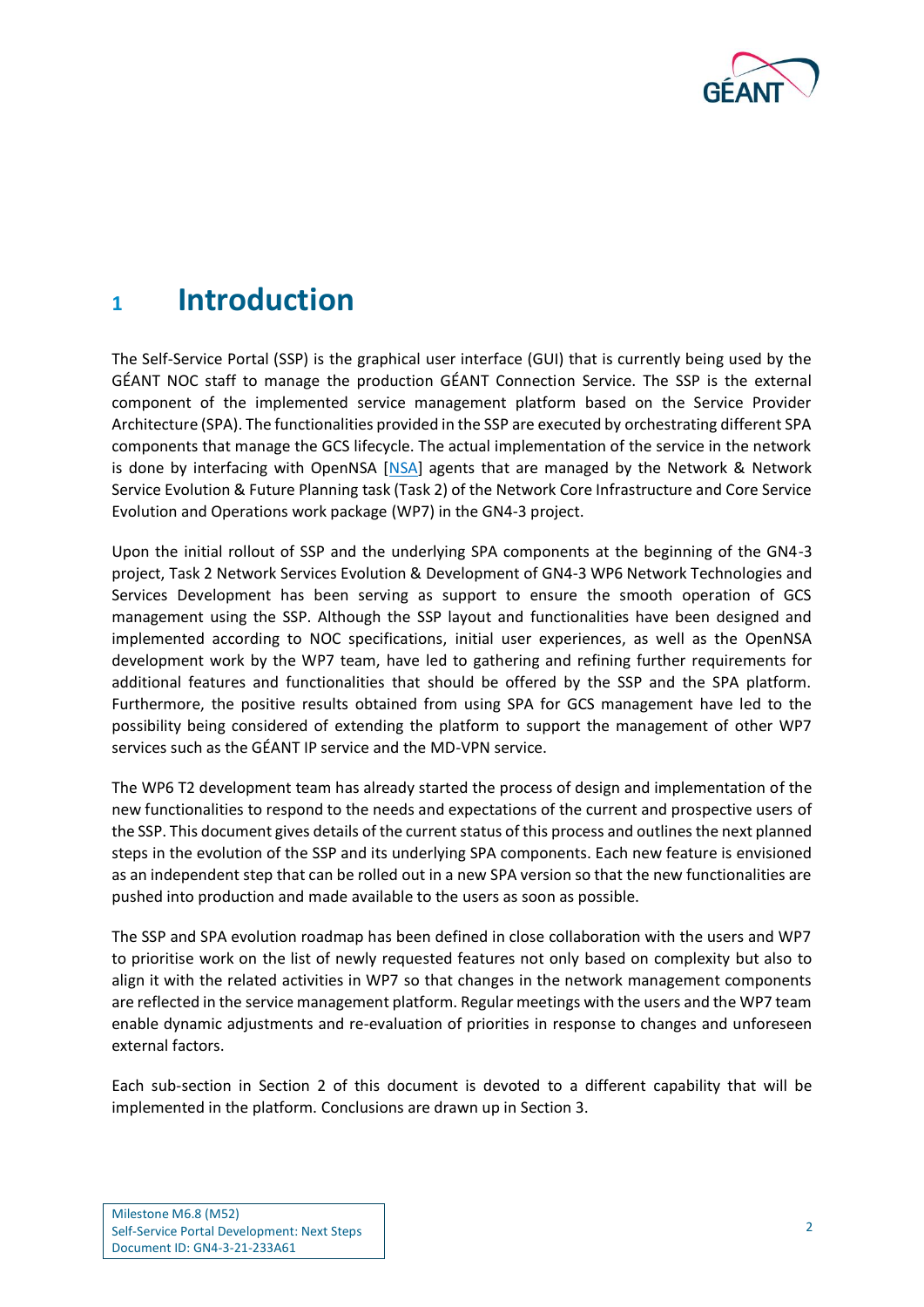# 1 Introduction

The Self-Service Portal (SSP) is the graphical user interface (GUI) that is currently being used by the GÉANT NOC staff to manage the production GÉANT Connection Service. The SSP is the external component of the implemented service management platform based on the Service Provider Architecture (SPA). The functionalities provided in the SSP are executed by orchestrating different SPA components that manage the GCS lifecycle. The actual implementation of the service in the network is done by interfacing with OpenNSA [NSA] agents that are managed by the Network & Network Service Evolution & Future Planning task (Task 2) of the Network Core Infrastructure and Core Service Evolution and Operations work package (WP7) in the GN4-3 project.

Upon the initial rollout of SSP and the underlying SPA components at the beginning of the GN4-3 project, Task 2 Network Services Evolution & Development of GN4-3 WP6 Network Technologies and Services Development has been serving as support to ensure the smooth operation of GCS management using the SSP. Although the SSP layout and functionalities have been designed and implemented according to NOC specifications, initial user experiences, as well as the OpenNSA development work by the WP7 team, have led to gathering and refining further requirements for additional features and functionalities that should be offered by the SSP and the SPA platform. Furthermore, the positive results obtained from using SPA for GCS management have led to the possibility being considered of extending the platform to support the management of other WP7 services such as the GÉANT IP service and the MD-VPN service.

The WP6 T2 development team has already started the process of design and implementation of the new functionalities to respond to the needs and expectations of the current and prospective users of the SSP. This document gives details of the current status of this process and outlines the next planned steps in the evolution of the SSP and its underlying SPA components. Each new feature is envisioned as an independent step that can be rolled out in a new SPA version so that the new functionalities are pushed into production and made available to the users as soon as possible.

The SSP and SPA evolution roadmap has been defined in close collaboration with the users and WP7 to prioritise work on the list of newly requested features not only based on complexity but also to align it with the related activities in WP7 so that changes in the network management components are reflected in the service management platform. Regular meetings with the users and the WP7 team enable dynamic adjustments and re-evaluation of priorities in response to changes and unforeseen external factors.

Each sub-section in Section 2 of this document is devoted to a different capability that will be implemented in the platform. Conclusions are drawn up in Section 3.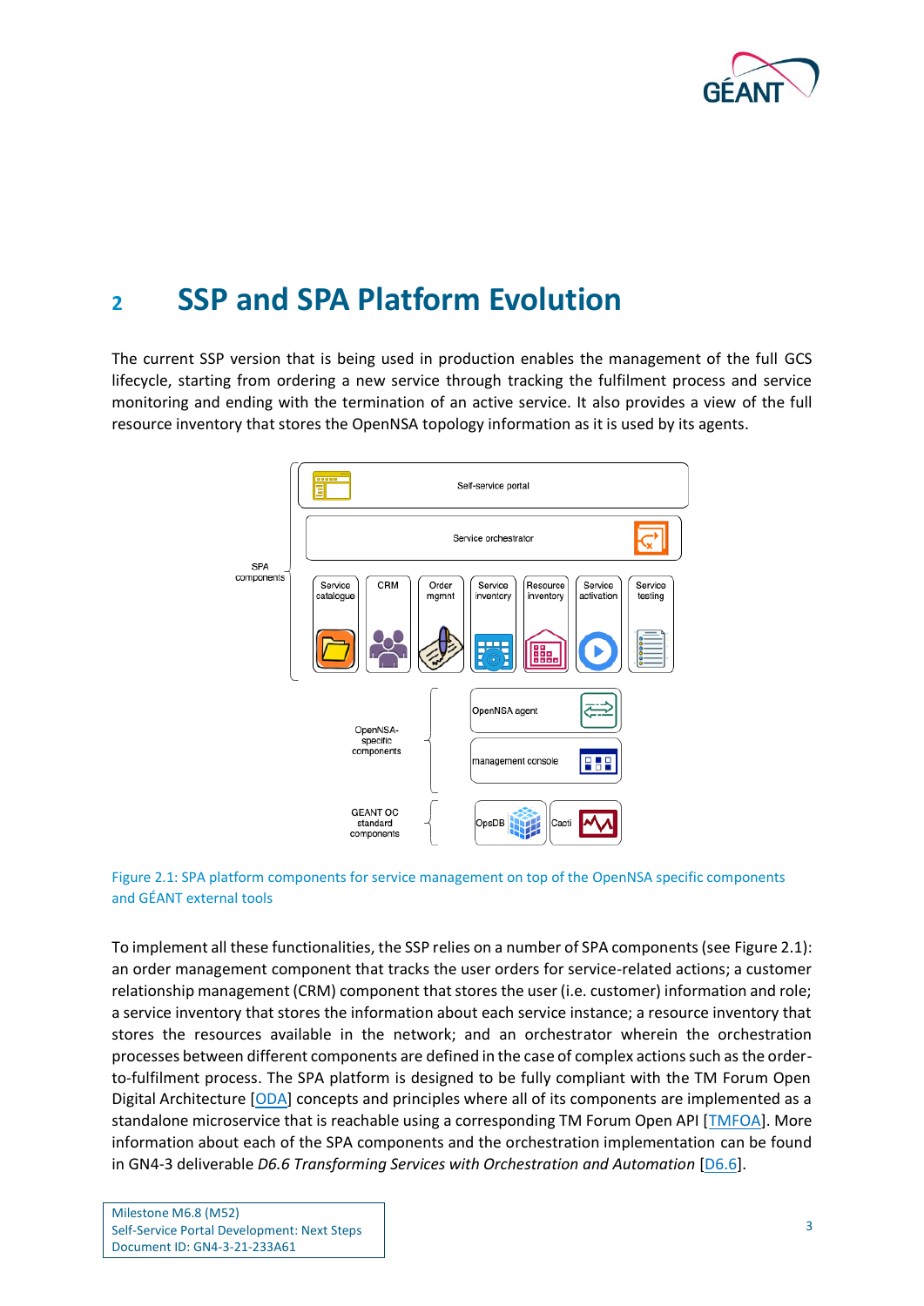# 2 SSP and SPA Platform Evolution

The current SSP version that is being used in production enables the management of the full GCS lifecycle, starting from ordering a new service through tracking the fulfilment process and service monitoring and ending with the termination of an active service. It also provides a view of the full resource inventory that stores the OpenNSA topology information as it is used by its agents.

Figure 2.1: SPA platform components for service management on top of the OpenNSA specific components and GÉANT external tools

To implement all these functionalities, the SSP relies on a number of SPA components (see Figure 2.1): an order management component that tracks the user orders for service-related actions; a customer relationship management (CRM) component that stores the user (i.e. customer) information and role; a service inventory that stores the information about each service instance; a resource inventory that stores the resources available in the network; and an orchestrator wherein the orchestration processes between different components are defined in the case of complex actions such as the order-to-fulfilment process. The SPA platform is designed to be fully compliant with the TM Forum Open Digital Architecture [ODA] concepts and principles where all of its components are implemented as a standalone microservice that is reachable using a corresponding TM Forum Open API [TMFOA]. More information about each of the SPA components and the orchestration implementation can be found in GN4-3 deliverable *D6.6 Transforming Services with Orchestration and Automation* [D6.6].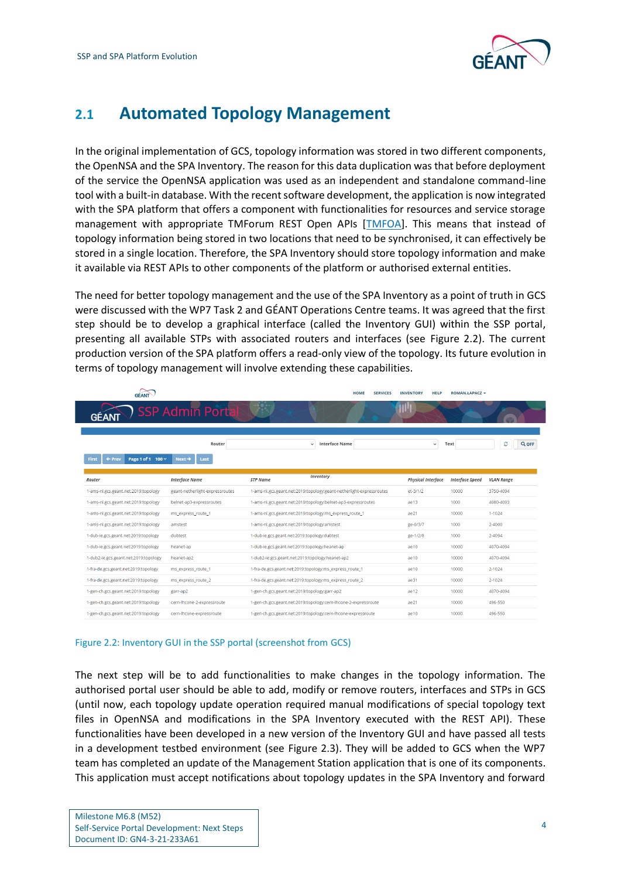## 2.1 Automated Topology Management

In the original implementation of GCS, topology information was stored in two different components, the OpenNSA and the SPA Inventory. The reason for this data duplication was that before deployment of the service the OpenNSA application was used as an independent and standalone command-line tool with a built-in database. With the recent software development, the application is now integrated with the SPA platform that offers a component with functionalities for resources and service storage management with appropriate TMForum REST Open APIs [TMFOA]. This means that instead of topology information being stored in two locations that need to be synchronised, it can effectively be stored in a single location. Therefore, the SPA Inventory should store topology information and make it available via REST APIs to other components of the platform or authorised external entities.

The need for better topology management and the use of the SPA Inventory as a point of truth in GCS were discussed with the WP7 Task 2 and GÉANT Operations Centre teams. It was agreed that the first step should be to develop a graphical interface (called the Inventory GUI) within the SSP portal, presenting all available STPs with associated routers and interfaces (see Figure 2.2). The current production version of the SPA platform offers a read-only view of the topology. Its future evolution in terms of topology management will involve extending these capabilities.

| Router | Interface Name | STP Name | Physical Interface | Interface Speed | VLAN Range |
|---|---|---|---|---|---|
| 1-ams-nl.gcs.geant.net:2019:topology | geant-netherlight-expressroutes | 1-ams-nl.gcs.geant.net:2019:topology:geant-netherlight-expressroutes | et-3/1/2 | 10000 | 3750-4094 |
| 1-ams-nl.gcs.geant.net:2019:topology | belnet-ap3-expressroutes | 1-ams-nl.gcs.geant.net:2019:topology:belnet-ap3-expressroutes | ae13 | 1000 | 4080-4093 |
| 1-ams-nl.gcs.geant.net:2019:topology | ms_express_route_1 | 1-ams-nl.gcs.geant.net:2019:topology:ms_express_route_1 | ae21 | 10000 | 1-1024 |
| 1-ams-nl.gcs.geant.net:2019:topology | amstest | 1-ams-nl.gcs.geant.net:2019:topology:amstest | ge-0/3/7 | 1000 | 2-4000 |
| 1-dub-ie.gcs.geant.net:2019:topology | dubtest | 1-dub-ie.gcs.geant.net:2019:topology:dubtest | ge-1/2/8 | 1000 | 2-4094 |
| 1-dub-ie.gcs.geant.net:2019:topology | heanet-ap | 1-dub-ie.gcs.geant.net:2019:topology:heanet-ap | ae10 | 10000 | 4070-4094 |
| 1-dub2-ie.gcs.geant.net:2019:topology | heanet-ap2 | 1-dub2-ie.gcs.geant.net:2019:topology:heanet-ap2 | ae10 | 10000 | 4070-4094 |
| 1-fra-de.gcs.geant.net:2019:topology | ms_express_route_1 | 1-fra-de.gcs.geant.net:2019:topology:ms_express_route_1 | ae10 | 10000 | 2-1024 |
| 1-fra-de.gcs.geant.net:2019:topology | ms_express_route_2 | 1-fra-de.gcs.geant.net:2019:topology:ms_express_route_2 | ae31 | 10000 | 2-1024 |
| 1-gen-ch.gcs.geant.net:2019:topology | garr-ap2 | 1-gen-ch.gcs.geant.net:2019:topology:garr-ap2 | ae12 | 10000 | 4070-4094 |
| 1-gen-ch.gcs.geant.net:2019:topology | cern-lhcone-2-expressroute | 1-gen-ch.gcs.geant.net:2019:topology:cern-lhcone-2-expressroute | ae21 | 10000 | 496-550 |
| 1-gen-ch.gcs.geant.net:2019:topology | cern-lhcone-expressroute | 1-gen-ch.gcs.geant.net:2019:topology:cern-lhcone-expressroute | ae10 | 10000 | 496-550 |

Figure 2.2: Inventory GUI in the SSP portal (screenshot from GCS)

The next step will be to add functionalities to make changes in the topology information. The authorised portal user should be able to add, modify or remove routers, interfaces and STPs in GCS (until now, each topology update operation required manual modifications of special topology text files in OpenNSA and modifications in the SPA Inventory executed with the REST API). These functionalities have been developed in a new version of the Inventory GUI and have passed all tests in a development testbed environment (see Figure 2.3). They will be added to GCS when the WP7 team has completed an update of the Management Station application that is one of its components. This application must accept notifications about topology updates in the SPA Inventory and forward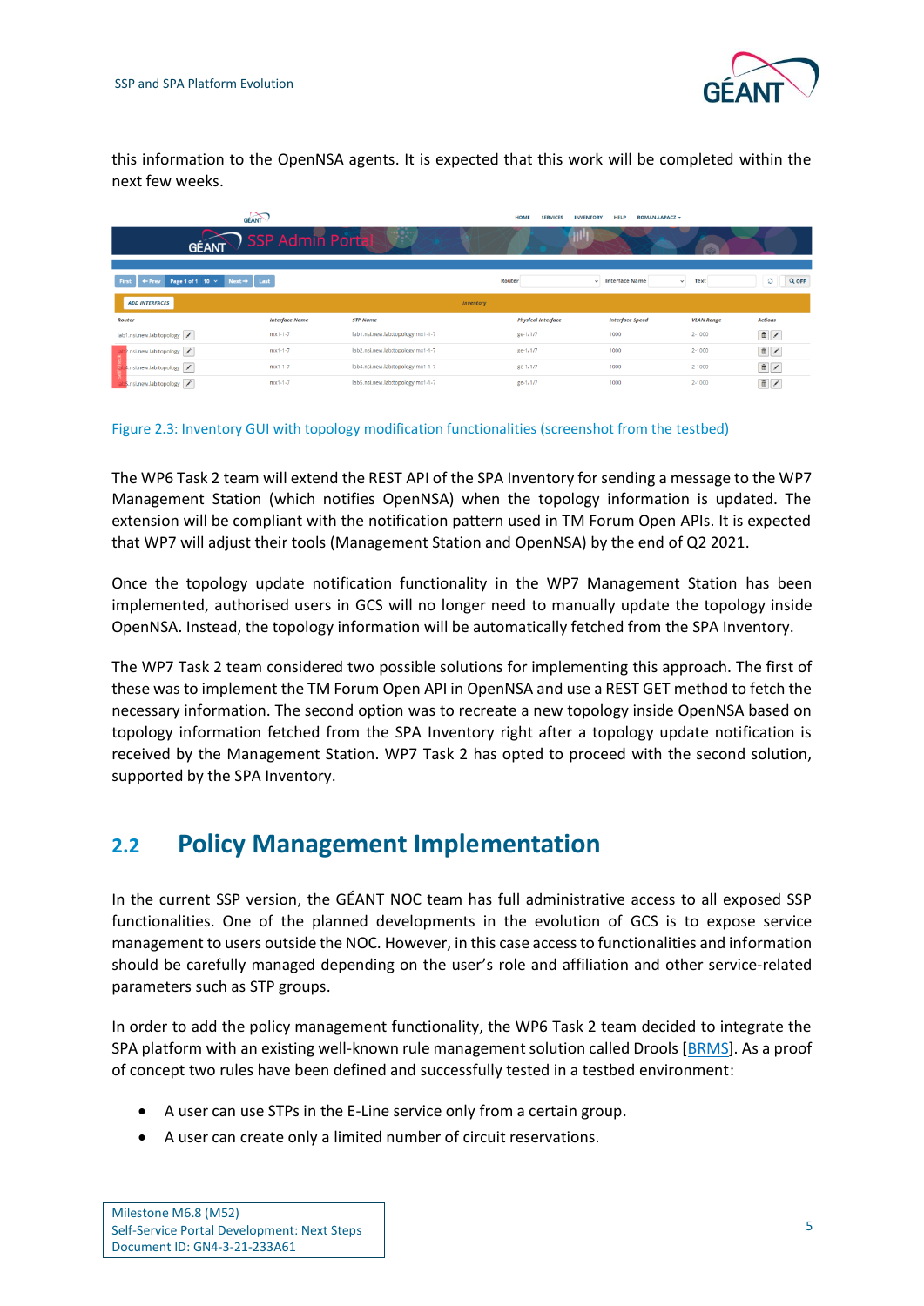this information to the OpenNSA agents. It is expected that this work will be completed within the next few weeks.

Figure 2.3: Inventory GUI with topology modification functionalities (screenshot from the testbed)

The WP6 Task 2 team will extend the REST API of the SPA Inventory for sending a message to the WP7 Management Station (which notifies OpenNSA) when the topology information is updated. The extension will be compliant with the notification pattern used in TM Forum Open APIs. It is expected that WP7 will adjust their tools (Management Station and OpenNSA) by the end of Q2 2021.

Once the topology update notification functionality in the WP7 Management Station has been implemented, authorised users in GCS will no longer need to manually update the topology inside OpenNSA. Instead, the topology information will be automatically fetched from the SPA Inventory.

The WP7 Task 2 team considered two possible solutions for implementing this approach. The first of these was to implement the TM Forum Open API in OpenNSA and use a REST GET method to fetch the necessary information. The second option was to recreate a new topology inside OpenNSA based on topology information fetched from the SPA Inventory right after a topology update notification is received by the Management Station. WP7 Task 2 has opted to proceed with the second solution, supported by the SPA Inventory.

## 2.2 Policy Management Implementation

In the current SSP version, the GÉANT NOC team has full administrative access to all exposed SSP functionalities. One of the planned developments in the evolution of GCS is to expose service management to users outside the NOC. However, in this case access to functionalities and information should be carefully managed depending on the user's role and affiliation and other service-related parameters such as STP groups.

In order to add the policy management functionality, the WP6 Task 2 team decided to integrate the SPA platform with an existing well-known rule management solution called Drools [BRMS]. As a proof of concept two rules have been defined and successfully tested in a testbed environment:

- A user can use STPs in the E-Line service only from a certain group.
- A user can create only a limited number of circuit reservations.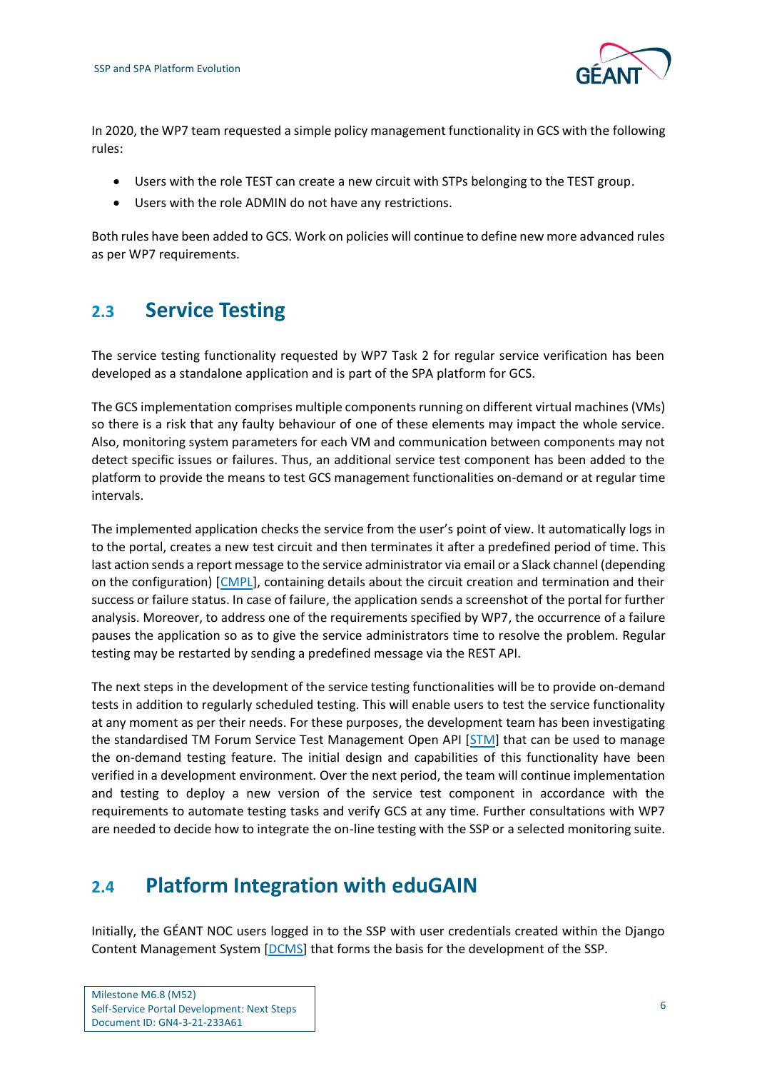In 2020, the WP7 team requested a simple policy management functionality in GCS with the following rules:

- Users with the role TEST can create a new circuit with STPs belonging to the TEST group.
- Users with the role ADMIN do not have any restrictions.

Both rules have been added to GCS. Work on policies will continue to define new more advanced rules as per WP7 requirements.

## 2.3 Service Testing

The service testing functionality requested by WP7 Task 2 for regular service verification has been developed as a standalone application and is part of the SPA platform for GCS.

The GCS implementation comprises multiple components running on different virtual machines (VMs) so there is a risk that any faulty behaviour of one of these elements may impact the whole service. Also, monitoring system parameters for each VM and communication between components may not detect specific issues or failures. Thus, an additional service test component has been added to the platform to provide the means to test GCS management functionalities on-demand or at regular time intervals.

The implemented application checks the service from the user's point of view. It automatically logs in to the portal, creates a new test circuit and then terminates it after a predefined period of time. This last action sends a report message to the service administrator via email or a Slack channel (depending on the configuration) [CMPL], containing details about the circuit creation and termination and their success or failure status. In case of failure, the application sends a screenshot of the portal for further analysis. Moreover, to address one of the requirements specified by WP7, the occurrence of a failure pauses the application so as to give the service administrators time to resolve the problem. Regular testing may be restarted by sending a predefined message via the REST API.

The next steps in the development of the service testing functionalities will be to provide on-demand tests in addition to regularly scheduled testing. This will enable users to test the service functionality at any moment as per their needs. For these purposes, the development team has been investigating the standardised TM Forum Service Test Management Open API [STM] that can be used to manage the on-demand testing feature. The initial design and capabilities of this functionality have been verified in a development environment. Over the next period, the team will continue implementation and testing to deploy a new version of the service test component in accordance with the requirements to automate testing tasks and verify GCS at any time. Further consultations with WP7 are needed to decide how to integrate the on-line testing with the SSP or a selected monitoring suite.

## 2.4 Platform Integration with eduGAIN

Initially, the GÉANT NOC users logged in to the SSP with user credentials created within the Django Content Management System [DCMS] that forms the basis for the development of the SSP.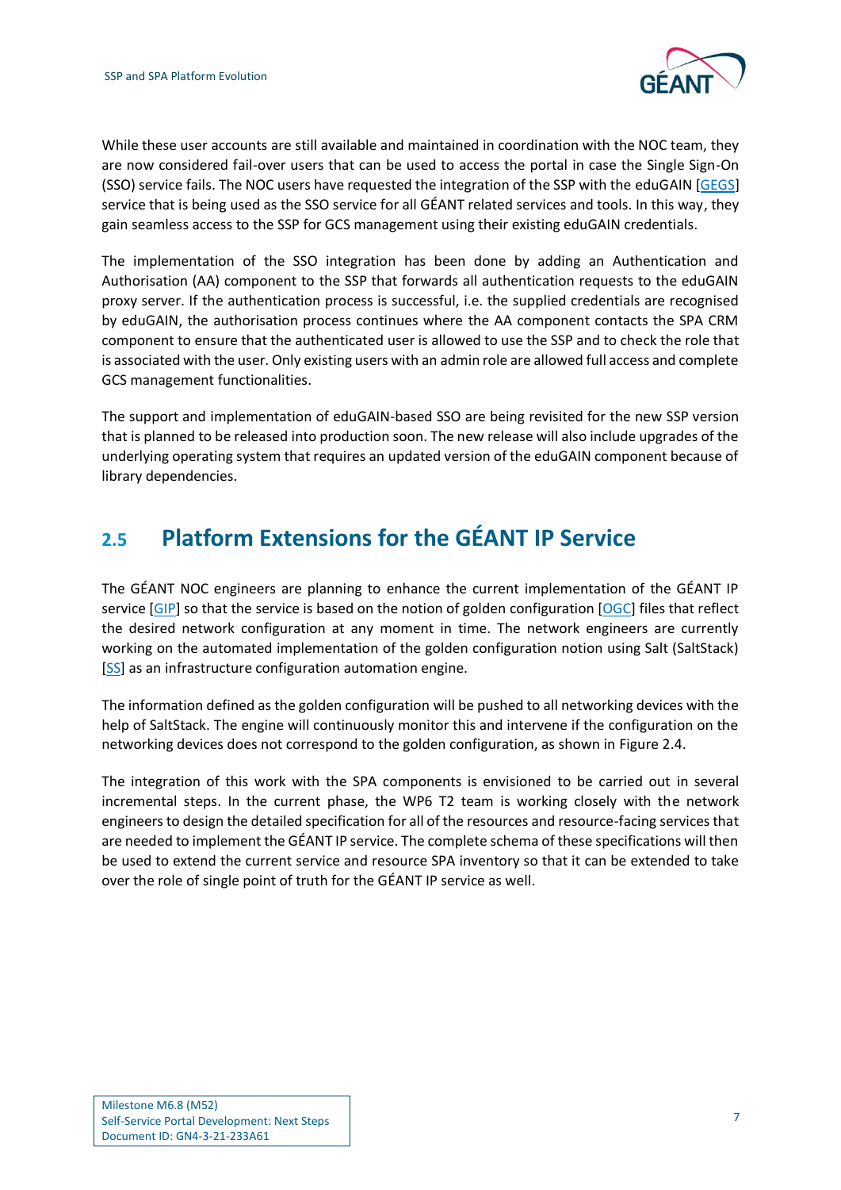While these user accounts are still available and maintained in coordination with the NOC team, they are now considered fail-over users that can be used to access the portal in case the Single Sign-On (SSO) service fails. The NOC users have requested the integration of the SSP with the eduGAIN [GEGS] service that is being used as the SSO service for all GÉANT related services and tools. In this way, they gain seamless access to the SSP for GCS management using their existing eduGAIN credentials.

The implementation of the SSO integration has been done by adding an Authentication and Authorisation (AA) component to the SSP that forwards all authentication requests to the eduGAIN proxy server. If the authentication process is successful, i.e. the supplied credentials are recognised by eduGAIN, the authorisation process continues where the AA component contacts the SPA CRM component to ensure that the authenticated user is allowed to use the SSP and to check the role that is associated with the user. Only existing users with an admin role are allowed full access and complete GCS management functionalities.

The support and implementation of eduGAIN-based SSO are being revisited for the new SSP version that is planned to be released into production soon. The new release will also include upgrades of the underlying operating system that requires an updated version of the eduGAIN component because of library dependencies.

## 2.5 Platform Extensions for the GÉANT IP Service

The GÉANT NOC engineers are planning to enhance the current implementation of the GÉANT IP service [GIP] so that the service is based on the notion of golden configuration [OGC] files that reflect the desired network configuration at any moment in time. The network engineers are currently working on the automated implementation of the golden configuration notion using Salt (SaltStack) [SS] as an infrastructure configuration automation engine.

The information defined as the golden configuration will be pushed to all networking devices with the help of SaltStack. The engine will continuously monitor this and intervene if the configuration on the networking devices does not correspond to the golden configuration, as shown in Figure 2.4.

The integration of this work with the SPA components is envisioned to be carried out in several incremental steps. In the current phase, the WP6 T2 team is working closely with the network engineers to design the detailed specification for all of the resources and resource-facing services that are needed to implement the GÉANT IP service. The complete schema of these specifications will then be used to extend the current service and resource SPA inventory so that it can be extended to take over the role of single point of truth for the GÉANT IP service as well.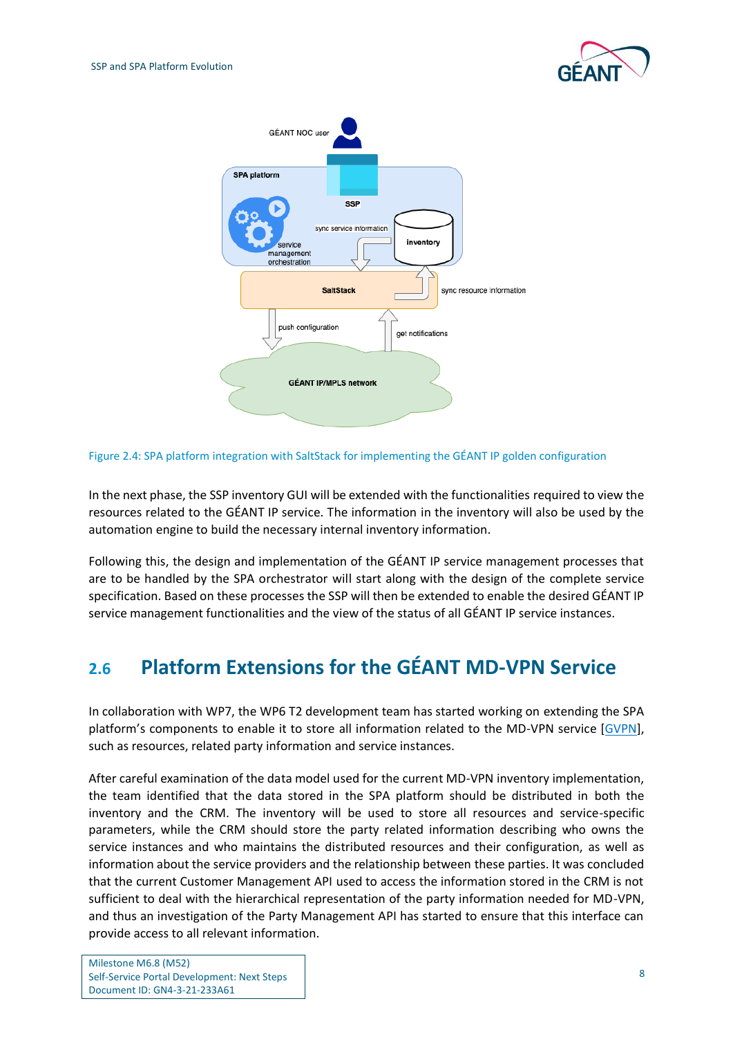Figure 2.4: SPA platform integration with SaltStack for implementing the GÉANT IP golden configuration

In the next phase, the SSP inventory GUI will be extended with the functionalities required to view the resources related to the GÉANT IP service. The information in the inventory will also be used by the automation engine to build the necessary internal inventory information.

Following this, the design and implementation of the GÉANT IP service management processes that are to be handled by the SPA orchestrator will start along with the design of the complete service specification. Based on these processes the SSP will then be extended to enable the desired GÉANT IP service management functionalities and the view of the status of all GÉANT IP service instances.

## 2.6 Platform Extensions for the GÉANT MD-VPN Service

In collaboration with WP7, the WP6 T2 development team has started working on extending the SPA platform's components to enable it to store all information related to the MD-VPN service [GVPN], such as resources, related party information and service instances.

After careful examination of the data model used for the current MD-VPN inventory implementation, the team identified that the data stored in the SPA platform should be distributed in both the inventory and the CRM. The inventory will be used to store all resources and service-specific parameters, while the CRM should store the party related information describing who owns the service instances and who maintains the distributed resources and their configuration, as well as information about the service providers and the relationship between these parties. It was concluded that the current Customer Management API used to access the information stored in the CRM is not sufficient to deal with the hierarchical representation of the party information needed for MD-VPN, and thus an investigation of the Party Management API has started to ensure that this interface can provide access to all relevant information.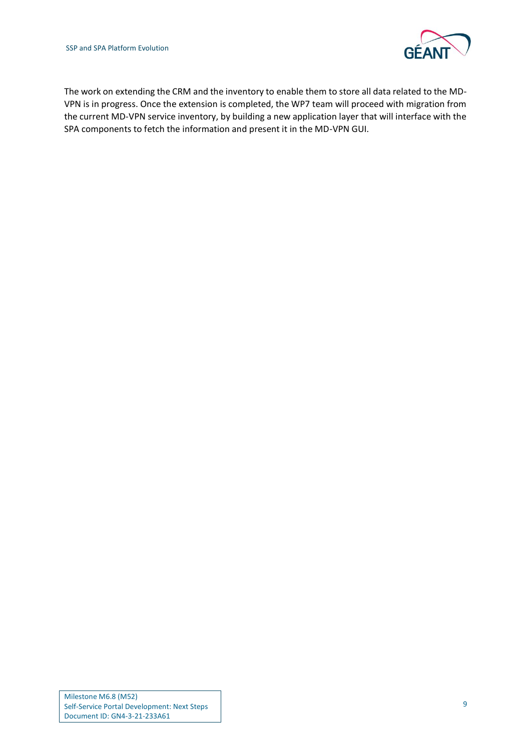The work on extending the CRM and the inventory to enable them to store all data related to the MD-VPN is in progress. Once the extension is completed, the WP7 team will proceed with migration from the current MD-VPN service inventory, by building a new application layer that will interface with the SPA components to fetch the information and present it in the MD-VPN GUI.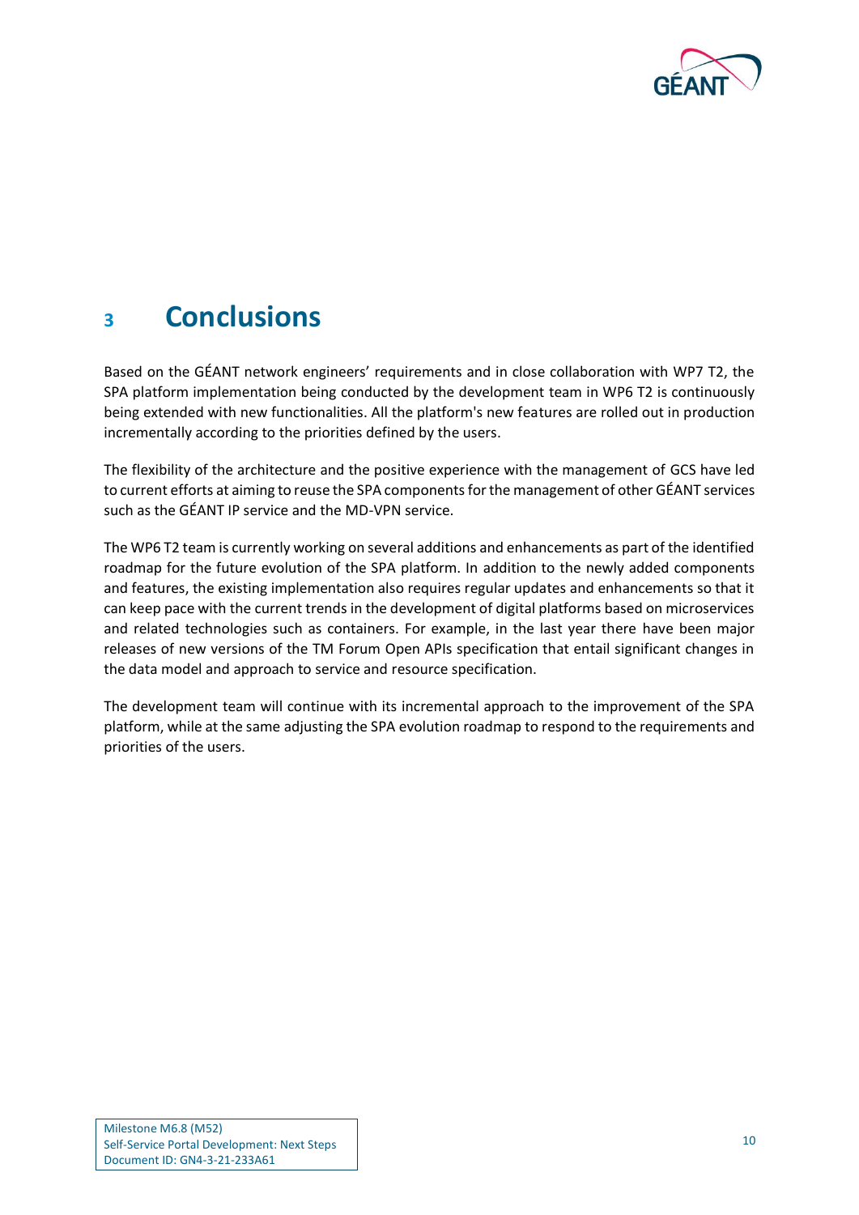# 3 Conclusions

Based on the GÉANT network engineers' requirements and in close collaboration with WP7 T2, the SPA platform implementation being conducted by the development team in WP6 T2 is continuously being extended with new functionalities. All the platform's new features are rolled out in production incrementally according to the priorities defined by the users.

The flexibility of the architecture and the positive experience with the management of GCS have led to current efforts at aiming to reuse the SPA components for the management of other GÉANT services such as the GÉANT IP service and the MD-VPN service.

The WP6 T2 team is currently working on several additions and enhancements as part of the identified roadmap for the future evolution of the SPA platform. In addition to the newly added components and features, the existing implementation also requires regular updates and enhancements so that it can keep pace with the current trends in the development of digital platforms based on microservices and related technologies such as containers. For example, in the last year there have been major releases of new versions of the TM Forum Open APIs specification that entail significant changes in the data model and approach to service and resource specification.

The development team will continue with its incremental approach to the improvement of the SPA platform, while at the same adjusting the SPA evolution roadmap to respond to the requirements and priorities of the users.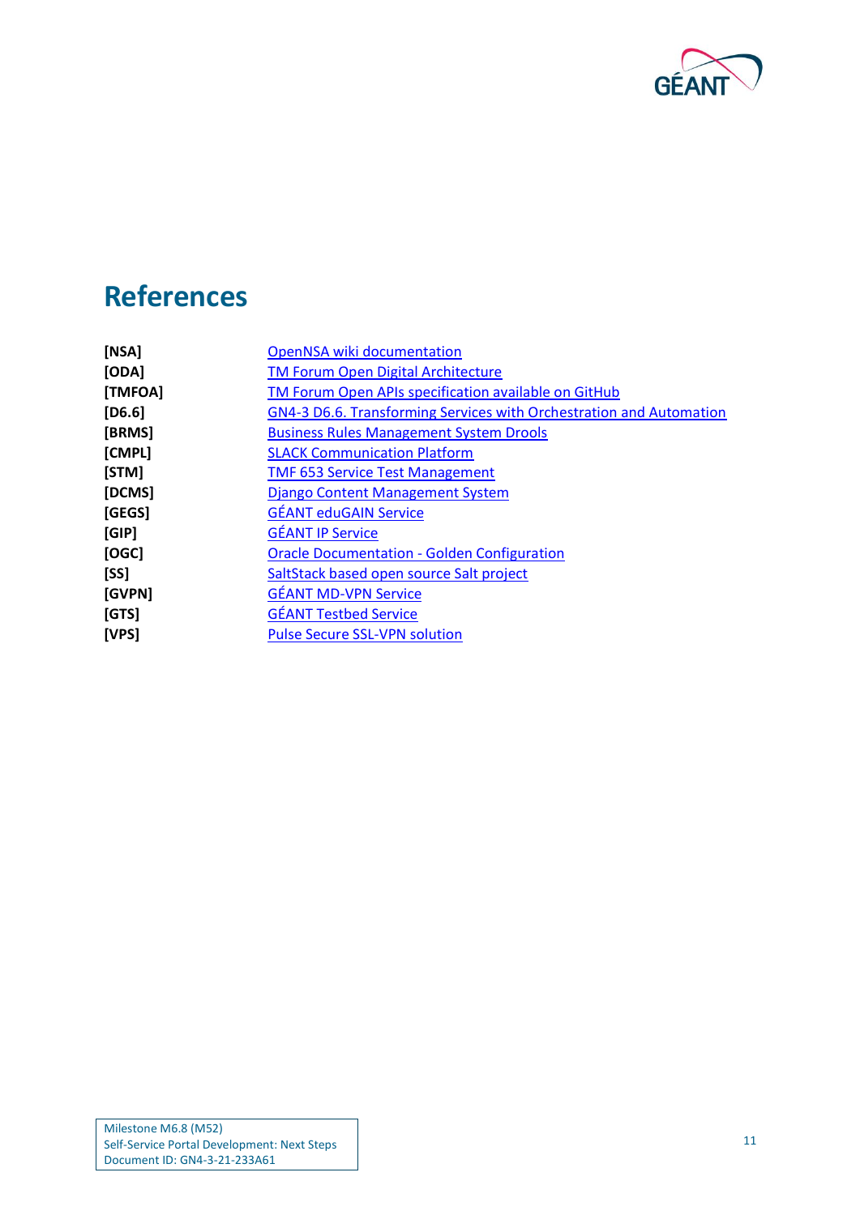# References

| | |
|---|---|
| **[NSA]** | OpenNSA wiki documentation |
| **[ODA]** | TM Forum Open Digital Architecture |
| **[TMFOA]** | TM Forum Open APIs specification available on GitHub |
| **[D6.6]** | GN4-3 D6.6. Transforming Services with Orchestration and Automation |
| **[BRMS]** | Business Rules Management System Drools |
| **[CMPL]** | SLACK Communication Platform |
| **[STM]** | TMF 653 Service Test Management |
| **[DCMS]** | Django Content Management System |
| **[GEGS]** | GÉANT eduGAIN Service |
| **[GIP]** | GÉANT IP Service |
| **[OGC]** | Oracle Documentation - Golden Configuration |
| **[SS]** | SaltStack based open source Salt project |
| **[GVPN]** | GÉANT MD-VPN Service |
| **[GTS]** | GÉANT Testbed Service |
| **[VPS]** | Pulse Secure SSL-VPN solution |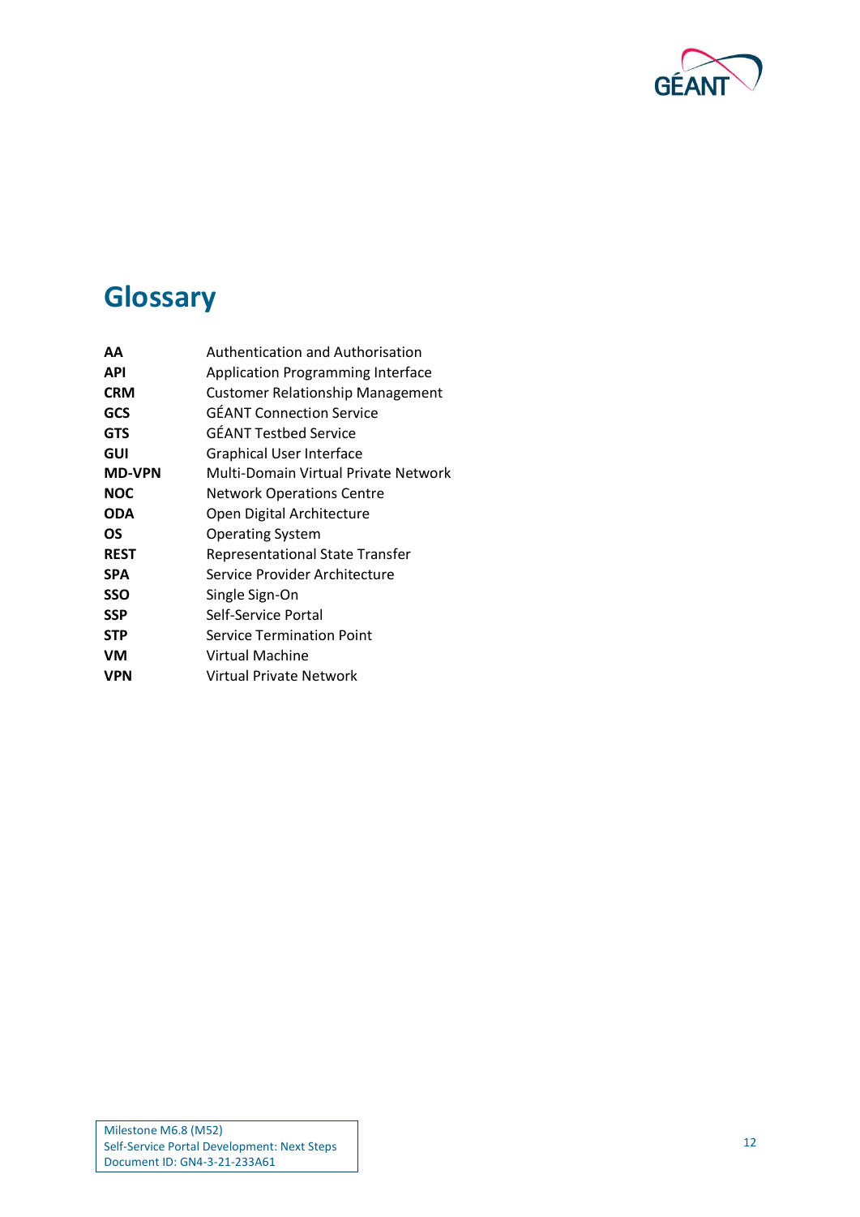# Glossary

| | |
|---|---|
| **AA** | Authentication and Authorisation |
| **API** | Application Programming Interface |
| **CRM** | Customer Relationship Management |
| **GCS** | GÉANT Connection Service |
| **GTS** | GÉANT Testbed Service |
| **GUI** | Graphical User Interface |
| **MD-VPN** | Multi-Domain Virtual Private Network |
| **NOC** | Network Operations Centre |
| **ODA** | Open Digital Architecture |
| **OS** | Operating System |
| **REST** | Representational State Transfer |
| **SPA** | Service Provider Architecture |
| **SSO** | Single Sign-On |
| **SSP** | Self-Service Portal |
| **STP** | Service Termination Point |
| **VM** | Virtual Machine |
| **VPN** | Virtual Private Network |